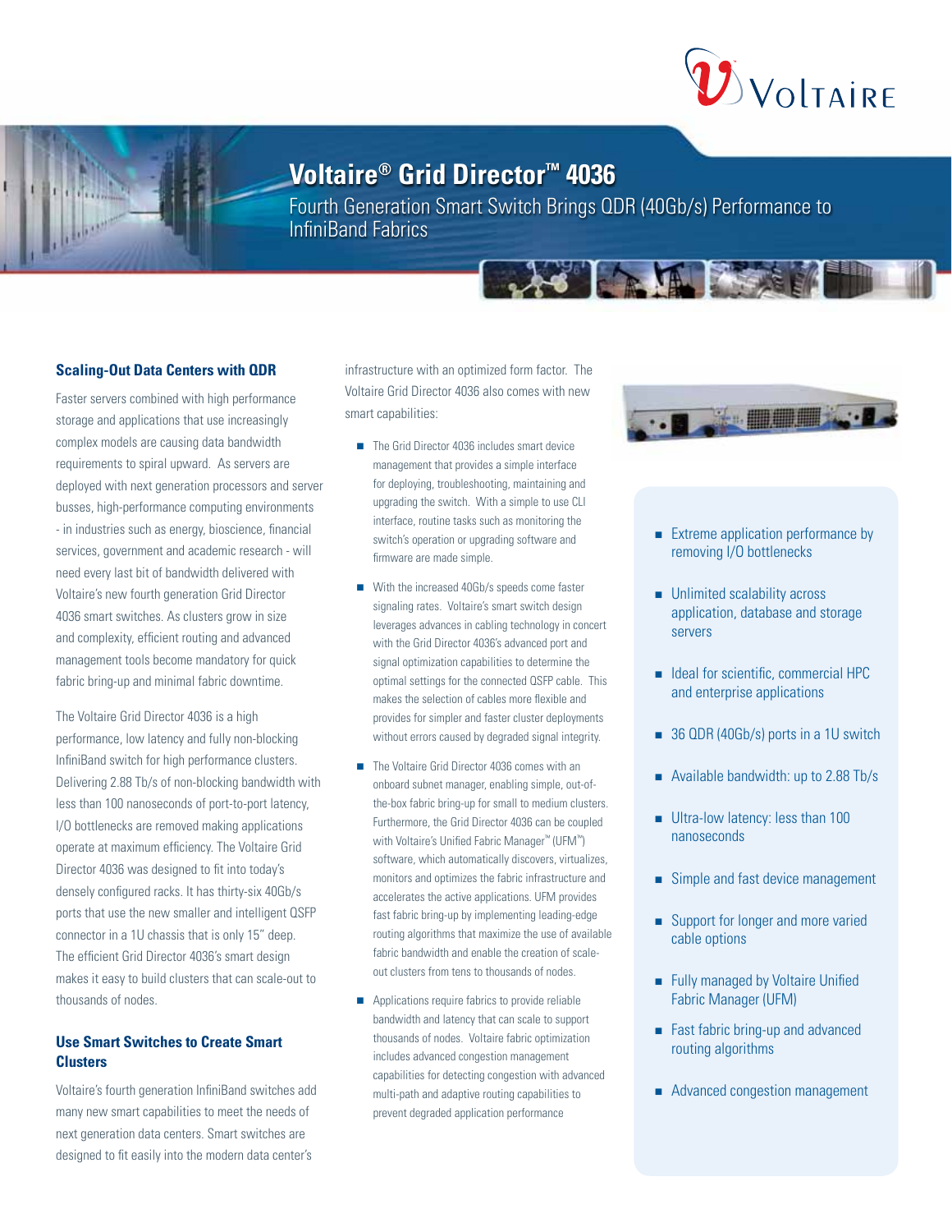# Voltaire® Grid Director™ 4036

Fourth Generation Smart Switch Brings QDR (40Gb/s) Performance to InfiniBand Fabrics

## Scaling-Out Data Centers with QDR

Faster servers combined with high performance storage and applications that use increasingly complex models are causing data bandwidth requirements to spiral upward. As servers are deployed with next generation processors and server busses, high-performance computing environments - in industries such as energy, bioscience, financial services, government and academic research - will need every last bit of bandwidth delivered with Voltaire's new fourth generation Grid Director 4036 smart switches. As clusters grow in size and complexity, efficient routing and advanced management tools become mandatory for quick fabric bring-up and minimal fabric downtime.

The Voltaire Grid Director 4036 is a high performance, low latency and fully non-blocking InfiniBand switch for high performance clusters. Delivering 2.88 Tb/s of non-blocking bandwidth with less than 100 nanoseconds of port-to-port latency, I/O bottlenecks are removed making applications operate at maximum efficiency. The Voltaire Grid Director 4036 was designed to fit into today's densely configured racks. It has thirty-six 40Gb/s ports that use the new smaller and intelligent QSFP connector in a 1U chassis that is only 15" deep. The efficient Grid Director 4036's smart design makes it easy to build clusters that can scale-out to thousands of nodes.

## Use Smart Switches to Create Smart Clusters

Voltaire's fourth generation InfiniBand switches add many new smart capabilities to meet the needs of next generation data centers. Smart switches are designed to fit easily into the modern data center's infrastructure with an optimized form factor. The Voltaire Grid Director 4036 also comes with new smart capabilities:

- The Grid Director 4036 includes smart device management that provides a simple interface for deploying, troubleshooting, maintaining and upgrading the switch. With a simple to use CLI interface, routine tasks such as monitoring the switch's operation or upgrading software and firmware are made simple.
- With the increased 40Gb/s speeds come faster signaling rates. Voltaire's smart switch design leverages advances in cabling technology in concert with the Grid Director 4036's advanced port and signal optimization capabilities to determine the optimal settings for the connected QSFP cable. This makes the selection of cables more flexible and provides for simpler and faster cluster deployments without errors caused by degraded signal integrity.
- The Voltaire Grid Director 4036 comes with an onboard subnet manager, enabling simple, out-of-the-box fabric bring-up for small to medium clusters. Furthermore, the Grid Director 4036 can be coupled with Voltaire's Unified Fabric Manager™ (UFM™) software, which automatically discovers, virtualizes, monitors and optimizes the fabric infrastructure and accelerates the active applications. UFM provides fast fabric bring-up by implementing leading-edge routing algorithms that maximize the use of available fabric bandwidth and enable the creation of scale-out clusters from tens to thousands of nodes.
- Applications require fabrics to provide reliable bandwidth and latency that can scale to support thousands of nodes. Voltaire fabric optimization includes advanced congestion management capabilities for detecting congestion with advanced multi-path and adaptive routing capabilities to prevent degraded application performance

---

- Extreme application performance by removing I/O bottlenecks
- Unlimited scalability across application, database and storage servers
- Ideal for scientific, commercial HPC and enterprise applications
- 36 QDR (40Gb/s) ports in a 1U switch
- Available bandwidth: up to 2.88 Tb/s
- Ultra-low latency: less than 100 nanoseconds
- Simple and fast device management
- Support for longer and more varied cable options
- Fully managed by Voltaire Unified Fabric Manager (UFM)
- Fast fabric bring-up and advanced routing algorithms
- Advanced congestion management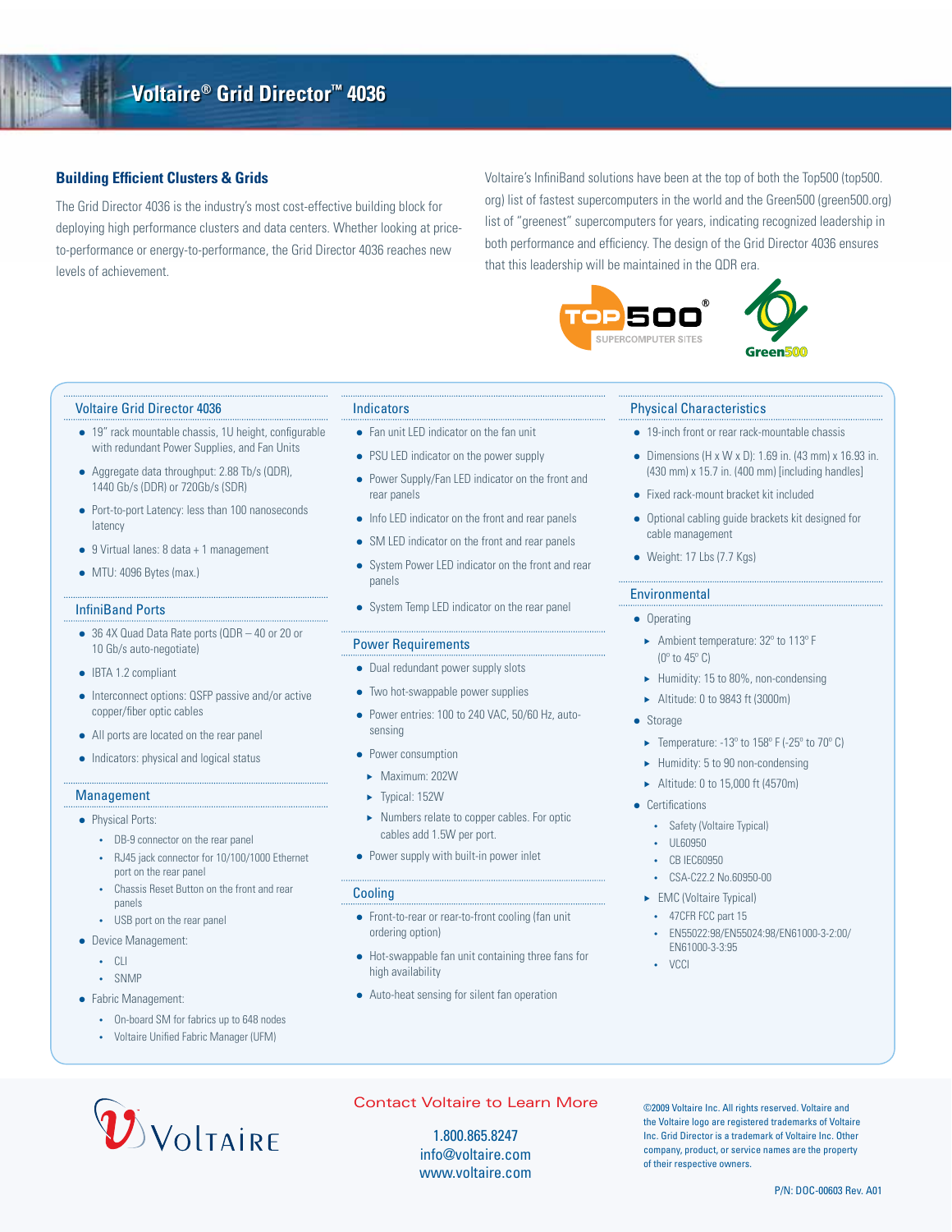# Voltaire® Grid Director™ 4036

## Building Efficient Clusters & Grids

The Grid Director 4036 is the industry's most cost-effective building block for deploying high performance clusters and data centers. Whether looking at price-to-performance or energy-to-performance, the Grid Director 4036 reaches new levels of achievement.

Voltaire's InfiniBand solutions have been at the top of both the Top500 (top500.org) list of fastest supercomputers in the world and the Green500 (green500.org) list of "greenest" supercomputers for years, indicating recognized leadership in both performance and efficiency. The design of the Grid Director 4036 ensures that this leadership will be maintained in the QDR era.

TOP500® SUPERCOMPUTER SITES

Green500

### Voltaire Grid Director 4036

- 19" rack mountable chassis, 1U height, configurable with redundant Power Supplies, and Fan Units
- Aggregate data throughput: 2.88 Tb/s (QDR), 1440 Gb/s (DDR) or 720Gb/s (SDR)
- Port-to-port Latency: less than 100 nanoseconds latency
- 9 Virtual lanes: 8 data + 1 management
- MTU: 4096 Bytes (max.)

### InfiniBand Ports

- 36 4X Quad Data Rate ports (QDR – 40 or 20 or 10 Gb/s auto-negotiate)
- IBTA 1.2 compliant
- Interconnect options: QSFP passive and/or active copper/fiber optic cables
- All ports are located on the rear panel
- Indicators: physical and logical status

### Management

- Physical Ports:
  - DB-9 connector on the rear panel
  - RJ45 jack connector for 10/100/1000 Ethernet port on the rear panel
  - Chassis Reset Button on the front and rear panels
  - USB port on the rear panel
- Device Management:
  - CLI
  - SNMP
- Fabric Management:
  - On-board SM for fabrics up to 648 nodes
  - Voltaire Unified Fabric Manager (UFM)

### Indicators

- Fan unit LED indicator on the fan unit
- PSU LED indicator on the power supply
- Power Supply/Fan LED indicator on the front and rear panels
- Info LED indicator on the front and rear panels
- SM LED indicator on the front and rear panels
- System Power LED indicator on the front and rear panels
- System Temp LED indicator on the rear panel

### Power Requirements

- Dual redundant power supply slots
- Two hot-swappable power supplies
- Power entries: 100 to 240 VAC, 50/60 Hz, auto-sensing
- Power consumption
  - Maximum: 202W
  - Typical: 152W
  - Numbers relate to copper cables. For optic cables add 1.5W per port.
- Power supply with built-in power inlet

### Cooling

- Front-to-rear or rear-to-front cooling (fan unit ordering option)
- Hot-swappable fan unit containing three fans for high availability
- Auto-heat sensing for silent fan operation

### Physical Characteristics

- 19-inch front or rear rack-mountable chassis
- Dimensions (H x W x D): 1.69 in. (43 mm) x 16.93 in. (430 mm) x 15.7 in. (400 mm) [including handles]
- Fixed rack-mount bracket kit included
- Optional cabling guide brackets kit designed for cable management
- Weight: 17 Lbs (7.7 Kgs)

### Environmental

- Operating
  - Ambient temperature: 32° to 113° F (0° to 45° C)
  - Humidity: 15 to 80%, non-condensing
  - Altitude: 0 to 9843 ft (3000m)
- Storage
  - Temperature: -13° to 158° F (-25° to 70° C)
  - Humidity: 5 to 90 non-condensing
  - Altitude: 0 to 15,000 ft (4570m)
- Certifications
  - Safety (Voltaire Typical)
    - UL60950
    - CB IEC60950
    - CSA-C22.2 No.60950-00
  - EMC (Voltaire Typical)
    - 47CFR FCC part 15
    - EN55022:98/EN55024:98/EN61000-3-2:00/EN61000-3-3:95
    - VCCI

Voltaire

Contact Voltaire to Learn More

1.800.865.8247
info@voltaire.com
www.voltaire.com

©2009 Voltaire Inc. All rights reserved. Voltaire and the Voltaire logo are registered trademarks of Voltaire Inc. Grid Director is a trademark of Voltaire Inc. Other company, product, or service names are the property of their respective owners.

P/N: DOC-00603 Rev. A01